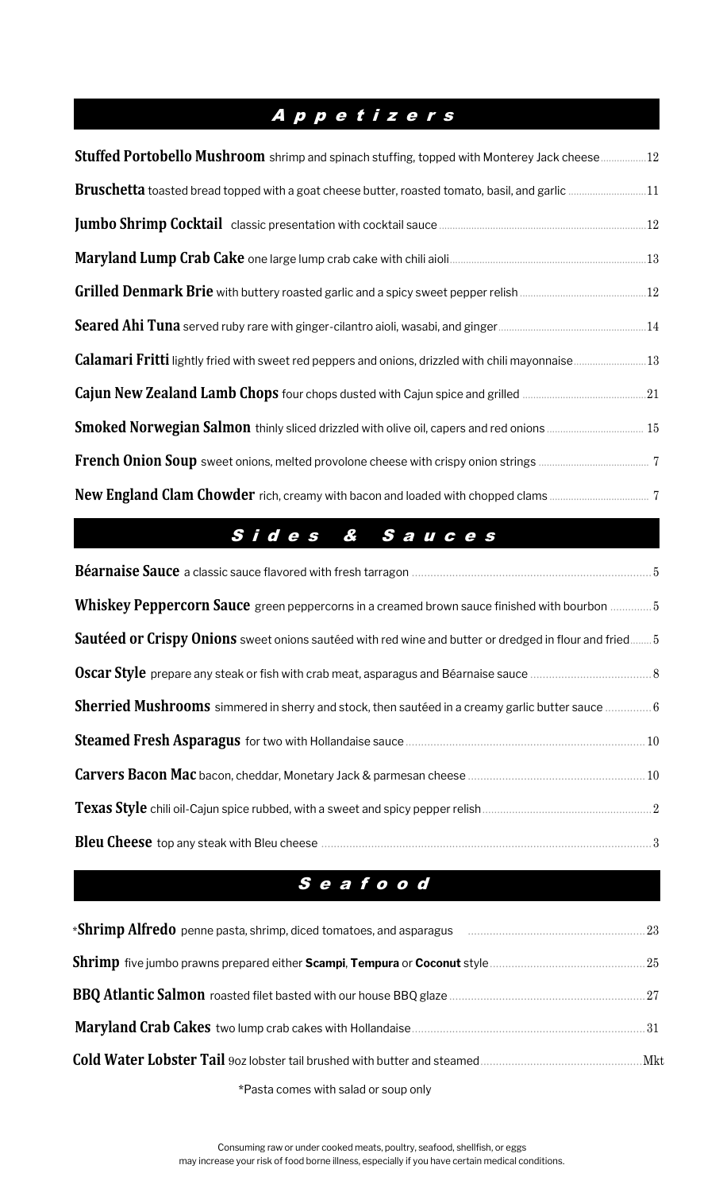## *Appetizers*

**Stuffed Portobello Mushroom** shrimp and spinach stuffing, topped with Monterey Jack cheese ........ 12

**Bruschetta** toasted bread topped with a goat cheese butter, roasted tomato, basil, and garlic ........ 11

**Jumbo Shrimp Cocktail** classic presentation with cocktail sauce ........ 12

**Maryland Lump Crab Cake** one large lump crab cake with chili aioli ........ 13

**Grilled Denmark Brie** with buttery roasted garlic and a spicy sweet pepper relish ........ 12

**Seared Ahi Tuna** served ruby rare with ginger-cilantro aioli, wasabi, and ginger ........ 14

**Calamari Fritti** lightly fried with sweet red peppers and onions, drizzled with chili mayonnaise ........ 13

**Cajun New Zealand Lamb Chops** four chops dusted with Cajun spice and grilled ........ 21

**Smoked Norwegian Salmon** thinly sliced drizzled with olive oil, capers and red onions ........ 15

**French Onion Soup** sweet onions, melted provolone cheese with crispy onion strings ........ 7

**New England Clam Chowder** rich, creamy with bacon and loaded with chopped clams ........ 7

## *Sides & Sauces*

**Béarnaise Sauce** a classic sauce flavored with fresh tarragon ........ 5

**Whiskey Peppercorn Sauce** green peppercorns in a creamed brown sauce finished with bourbon ........ 5

**Sautéed or Crispy Onions** sweet onions sautéed with red wine and butter or dredged in flour and fried ........ 5

**Oscar Style** prepare any steak or fish with crab meat, asparagus and Béarnaise sauce ........ 8

**Sherried Mushrooms** simmered in sherry and stock, then sautéed in a creamy garlic butter sauce ........ 6

**Steamed Fresh Asparagus** for two with Hollandaise sauce ........ 10

**Carvers Bacon Mac** bacon, cheddar, Monetary Jack & parmesan cheese ........ 10

**Texas Style** chili oil-Cajun spice rubbed, with a sweet and spicy pepper relish ........ 2

**Bleu Cheese** top any steak with Bleu cheese ........ 3

## *Seafood*

*__Shrimp Alfredo__ penne pasta, shrimp, diced tomatoes, and asparagus ........ 23

**Shrimp** five jumbo prawns prepared either **Scampi**, **Tempura** or **Coconut** style ........ 25

**BBQ Atlantic Salmon** roasted filet basted with our house BBQ glaze ........ 27

**Maryland Crab Cakes** two lump crab cakes with Hollandaise ........ 31

**Cold Water Lobster Tail** 9oz lobster tail brushed with butter and steamed ........ Mkt

*Pasta comes with salad or soup only

Consuming raw or under cooked meats, poultry, seafood, shellfish, or eggs may increase your risk of food borne illness, especially if you have certain medical conditions.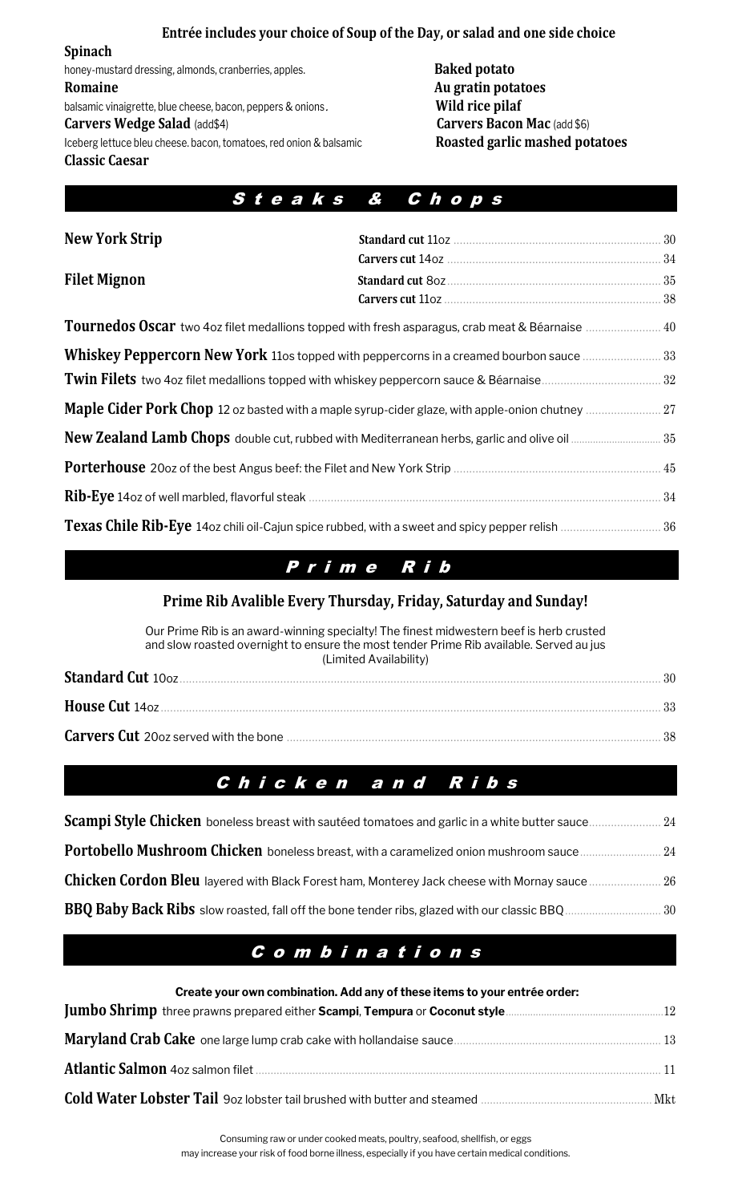**Entrée includes your choice of Soup of the Day, or salad and one side choice**

**Spinach**
honey-mustard dressing, almonds, cranberries, apples.

**Romaine**
balsamic vinaigrette, blue cheese, bacon, peppers & onions.

**Carvers Wedge Salad** (add$4)
Iceberg lettuce bleu cheese. bacon, tomatoes, red onion & balsamic

**Classic Caesar**

**Baked potato**
**Au gratin potatoes**
**Wild rice pilaf**
**Carvers Bacon Mac** (add $6)
**Roasted garlic mashed potatoes**

## Steaks & Chops

| | | |
|---|---|---|
| **New York Strip** | **Standard cut** 11oz | 30 |
| | **Carvers cut** 14oz | 34 |
| **Filet Mignon** | **Standard cut** 8oz | 35 |
| | **Carvers cut** 11oz | 38 |

**Tournedos Oscar** two 4oz filet medallions topped with fresh asparagus, crab meat & Béarnaise ........ 40

**Whiskey Peppercorn New York** 11os topped with peppercorns in a creamed bourbon sauce ........ 33

**Twin Filets** two 4oz filet medallions topped with whiskey peppercorn sauce & Béarnaise........ 32

**Maple Cider Pork Chop** 12 oz basted with a maple syrup-cider glaze, with apple-onion chutney ........ 27

**New Zealand Lamb Chops** double cut, rubbed with Mediterranean herbs, garlic and olive oil ........ 35

**Porterhouse** 20oz of the best Angus beef: the Filet and New York Strip ........ 45

**Rib-Eye** 14oz of well marbled, flavorful steak ........ 34

**Texas Chile Rib-Eye** 14oz chili oil-Cajun spice rubbed, with a sweet and spicy pepper relish ........ 36

## Prime Rib

### Prime Rib Avalible Every Thursday, Friday, Saturday and Sunday!

Our Prime Rib is an award-winning specialty! The finest midwestern beef is herb crusted and slow roasted overnight to ensure the most tender Prime Rib available. Served au jus (Limited Availability)

**Standard Cut** 10oz........ 30

**House Cut** 14oz........ 33

**Carvers Cut** 20oz served with the bone ........ 38

## Chicken and Ribs

**Scampi Style Chicken** boneless breast with sautéed tomatoes and garlic in a white butter sauce........ 24

**Portobello Mushroom Chicken** boneless breast, with a caramelized onion mushroom sauce........ 24

**Chicken Cordon Bleu** layered with Black Forest ham, Monterey Jack cheese with Mornay sauce ........ 26

**BBQ Baby Back Ribs** slow roasted, fall off the bone tender ribs, glazed with our classic BBQ........ 30

## Combinations

**Create your own combination. Add any of these items to your entrée order:**

**Jumbo Shrimp** three prawns prepared either **Scampi**, **Tempura** or **Coconut style**........ 12

**Maryland Crab Cake** one large lump crab cake with hollandaise sauce........ 13

**Atlantic Salmon** 4oz salmon filet ........ 11

**Cold Water Lobster Tail** 9oz lobster tail brushed with butter and steamed ........ Mkt

Consuming raw or under cooked meats, poultry, seafood, shellfish, or eggs
may increase your risk of food borne illness, especially if you have certain medical conditions.